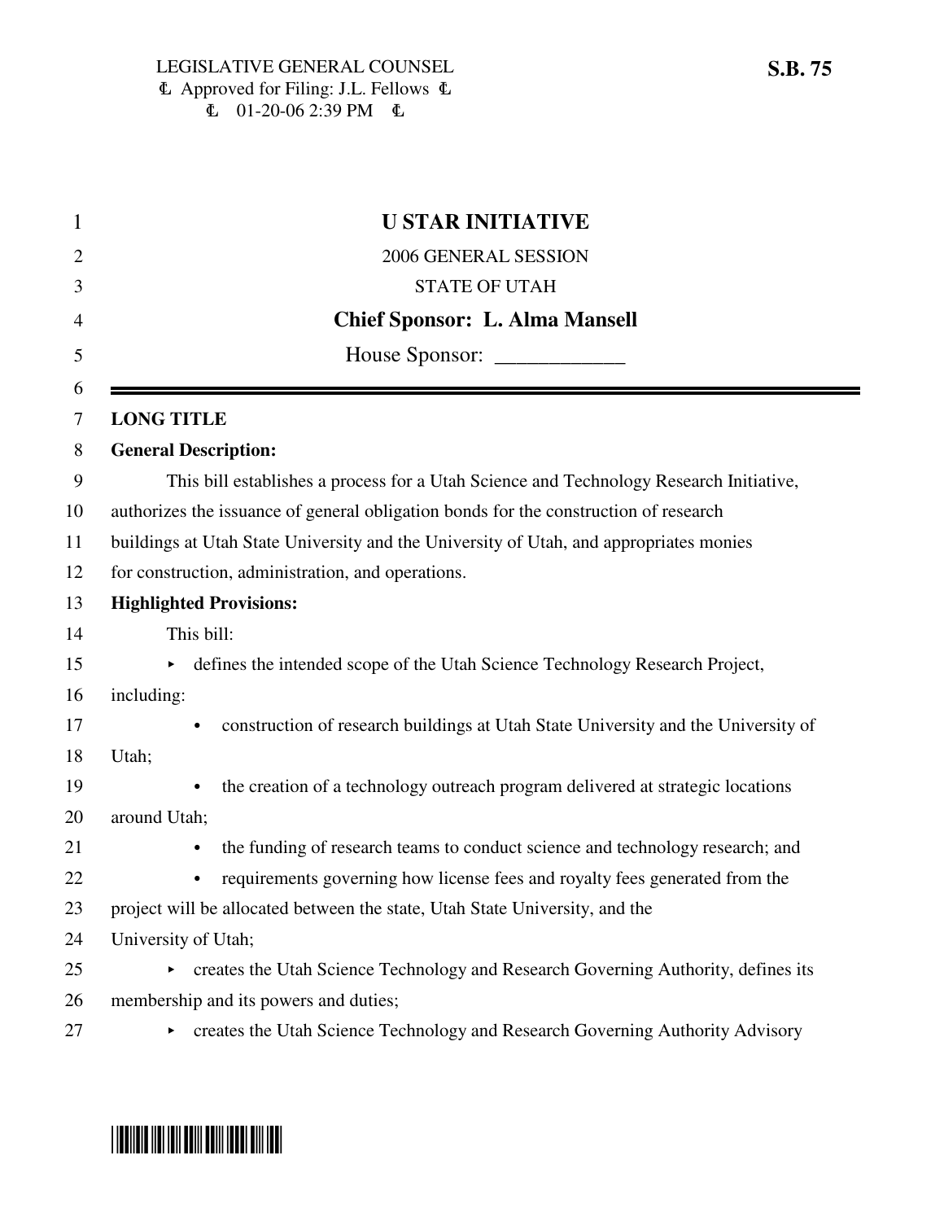LEGISLATIVE GENERAL COUNSEL
Approved for Filing: J.L. Fellows
01-20-06 2:39 PM

**S.B. 75**

# U STAR INITIATIVE

2006 GENERAL SESSION

STATE OF UTAH

**Chief Sponsor: L. Alma Mansell**

House Sponsor: ____________

---

**LONG TITLE**

**General Description:**

This bill establishes a process for a Utah Science and Technology Research Initiative, authorizes the issuance of general obligation bonds for the construction of research buildings at Utah State University and the University of Utah, and appropriates monies for construction, administration, and operations.

**Highlighted Provisions:**

This bill:

- defines the intended scope of the Utah Science Technology Research Project, including:
  - construction of research buildings at Utah State University and the University of Utah;
  - the creation of a technology outreach program delivered at strategic locations around Utah;
  - the funding of research teams to conduct science and technology research; and
  - requirements governing how license fees and royalty fees generated from the project will be allocated between the state, Utah State University, and the University of Utah;
- creates the Utah Science Technology and Research Governing Authority, defines its membership and its powers and duties;
- creates the Utah Science Technology and Research Governing Authority Advisory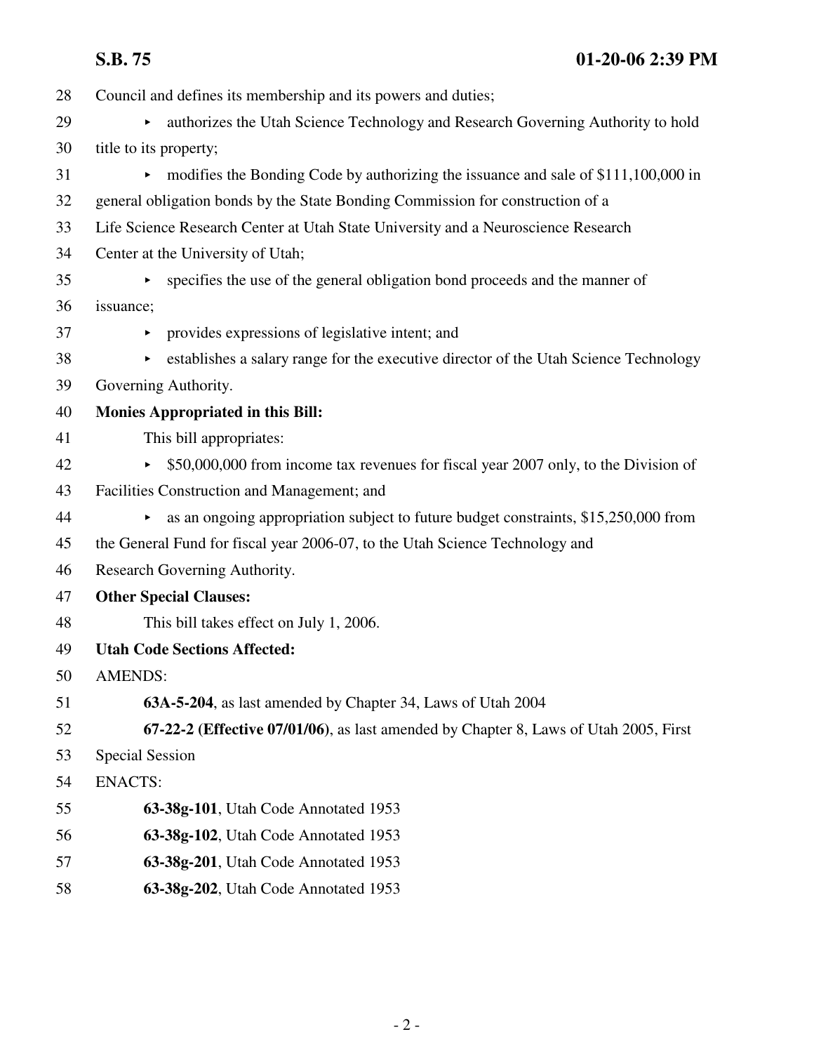Council and defines its membership and its powers and duties;

- authorizes the Utah Science Technology and Research Governing Authority to hold title to its property;
- modifies the Bonding Code by authorizing the issuance and sale of $111,100,000 in general obligation bonds by the State Bonding Commission for construction of a Life Science Research Center at Utah State University and a Neuroscience Research Center at the University of Utah;
- specifies the use of the general obligation bond proceeds and the manner of issuance;
- provides expressions of legislative intent; and
- establishes a salary range for the executive director of the Utah Science Technology Governing Authority.

**Monies Appropriated in this Bill:**

This bill appropriates:

- $50,000,000 from income tax revenues for fiscal year 2007 only, to the Division of Facilities Construction and Management; and
- as an ongoing appropriation subject to future budget constraints, $15,250,000 from the General Fund for fiscal year 2006-07, to the Utah Science Technology and Research Governing Authority.

**Other Special Clauses:**

This bill takes effect on July 1, 2006.

**Utah Code Sections Affected:**

AMENDS:

**63A-5-204**, as last amended by Chapter 34, Laws of Utah 2004

**67-22-2 (Effective 07/01/06)**, as last amended by Chapter 8, Laws of Utah 2005, First Special Session

ENACTS:

**63-38g-101**, Utah Code Annotated 1953

**63-38g-102**, Utah Code Annotated 1953

**63-38g-201**, Utah Code Annotated 1953

**63-38g-202**, Utah Code Annotated 1953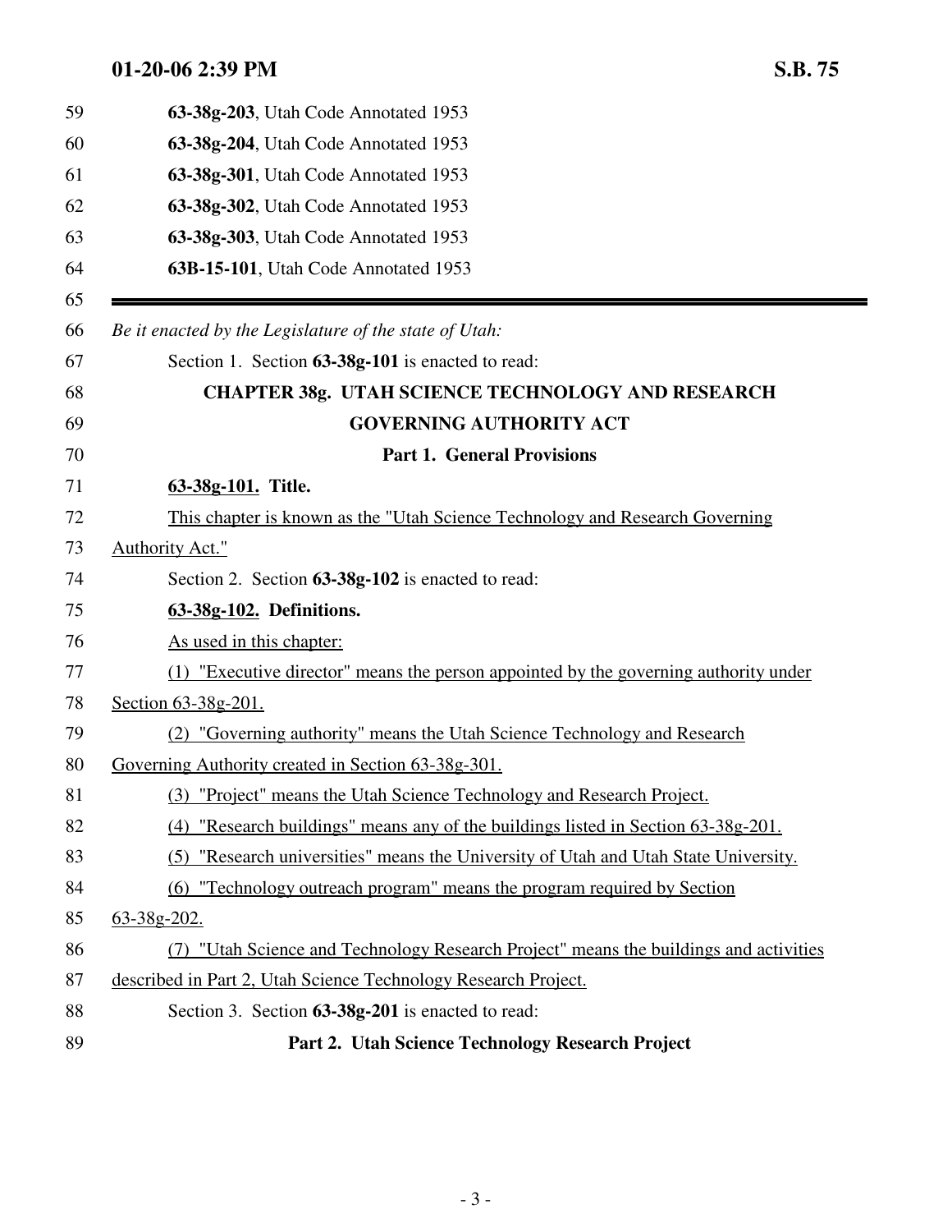**63-38g-203**, Utah Code Annotated 1953

**63-38g-204**, Utah Code Annotated 1953

**63-38g-301**, Utah Code Annotated 1953

**63-38g-302**, Utah Code Annotated 1953

**63-38g-303**, Utah Code Annotated 1953

**63B-15-101**, Utah Code Annotated 1953

---

*Be it enacted by the Legislature of the state of Utah:*

Section 1. Section **63-38g-101** is enacted to read:

## CHAPTER 38g. UTAH SCIENCE TECHNOLOGY AND RESEARCH GOVERNING AUTHORITY ACT

### Part 1. General Provisions

**63-38g-101. Title.**

This chapter is known as the "Utah Science Technology and Research Governing Authority Act."

Section 2. Section **63-38g-102** is enacted to read:

**63-38g-102. Definitions.**

As used in this chapter:

(1) "Executive director" means the person appointed by the governing authority under Section 63-38g-201.

(2) "Governing authority" means the Utah Science Technology and Research Governing Authority created in Section 63-38g-301.

(3) "Project" means the Utah Science Technology and Research Project.

(4) "Research buildings" means any of the buildings listed in Section 63-38g-201.

(5) "Research universities" means the University of Utah and Utah State University.

(6) "Technology outreach program" means the program required by Section 63-38g-202.

(7) "Utah Science and Technology Research Project" means the buildings and activities described in Part 2, Utah Science Technology Research Project.

Section 3. Section **63-38g-201** is enacted to read:

### Part 2. Utah Science Technology Research Project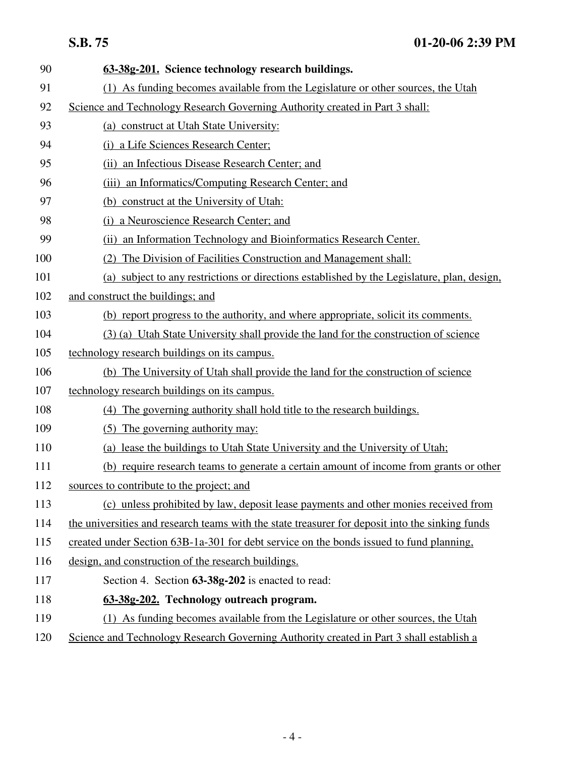**63-38g-201. Science technology research buildings.**

(1) As funding becomes available from the Legislature or other sources, the Utah Science and Technology Research Governing Authority created in Part 3 shall:

(a) construct at Utah State University:

(i) a Life Sciences Research Center;

(ii) an Infectious Disease Research Center; and

(iii) an Informatics/Computing Research Center; and

(b) construct at the University of Utah:

(i) a Neuroscience Research Center; and

(ii) an Information Technology and Bioinformatics Research Center.

(2) The Division of Facilities Construction and Management shall:

(a) subject to any restrictions or directions established by the Legislature, plan, design, and construct the buildings; and

(b) report progress to the authority, and where appropriate, solicit its comments.

(3) (a) Utah State University shall provide the land for the construction of science technology research buildings on its campus.

(b) The University of Utah shall provide the land for the construction of science technology research buildings on its campus.

(4) The governing authority shall hold title to the research buildings.

(5) The governing authority may:

(a) lease the buildings to Utah State University and the University of Utah;

(b) require research teams to generate a certain amount of income from grants or other sources to contribute to the project; and

(c) unless prohibited by law, deposit lease payments and other monies received from the universities and research teams with the state treasurer for deposit into the sinking funds created under Section 63B-1a-301 for debt service on the bonds issued to fund planning, design, and construction of the research buildings.

Section 4. Section **63-38g-202** is enacted to read:

**63-38g-202. Technology outreach program.**

(1) As funding becomes available from the Legislature or other sources, the Utah Science and Technology Research Governing Authority created in Part 3 shall establish a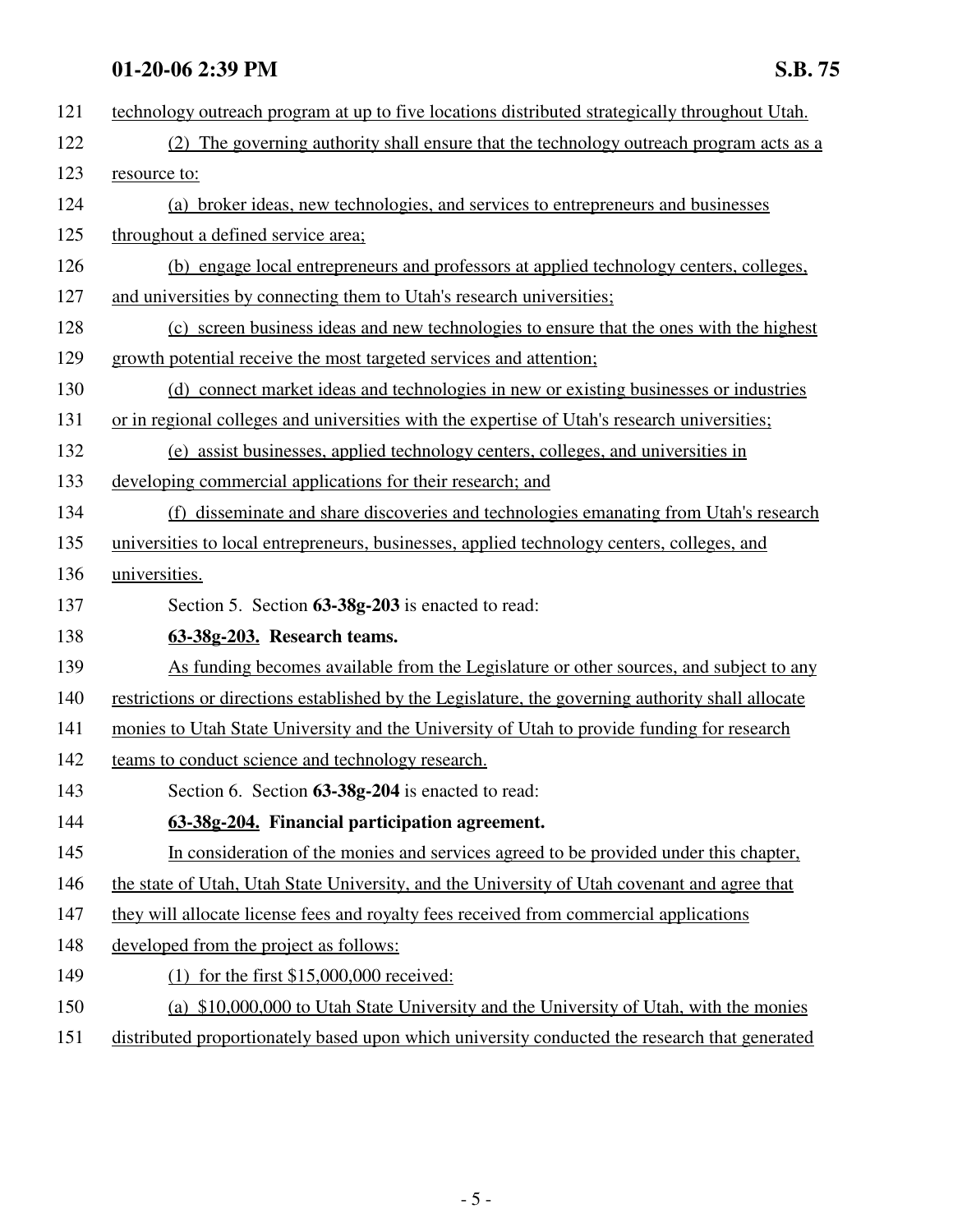technology outreach program at up to five locations distributed strategically throughout Utah.

(2) The governing authority shall ensure that the technology outreach program acts as a resource to:

(a) broker ideas, new technologies, and services to entrepreneurs and businesses throughout a defined service area;

(b) engage local entrepreneurs and professors at applied technology centers, colleges, and universities by connecting them to Utah's research universities;

(c) screen business ideas and new technologies to ensure that the ones with the highest growth potential receive the most targeted services and attention;

(d) connect market ideas and technologies in new or existing businesses or industries or in regional colleges and universities with the expertise of Utah's research universities;

(e) assist businesses, applied technology centers, colleges, and universities in developing commercial applications for their research; and

(f) disseminate and share discoveries and technologies emanating from Utah's research universities to local entrepreneurs, businesses, applied technology centers, colleges, and universities.

Section 5. Section **63-38g-203** is enacted to read:

**63-38g-203. Research teams.**

As funding becomes available from the Legislature or other sources, and subject to any restrictions or directions established by the Legislature, the governing authority shall allocate monies to Utah State University and the University of Utah to provide funding for research teams to conduct science and technology research.

Section 6. Section **63-38g-204** is enacted to read:

**63-38g-204. Financial participation agreement.**

In consideration of the monies and services agreed to be provided under this chapter, the state of Utah, Utah State University, and the University of Utah covenant and agree that they will allocate license fees and royalty fees received from commercial applications developed from the project as follows:

(1) for the first $15,000,000 received:

(a) $10,000,000 to Utah State University and the University of Utah, with the monies distributed proportionately based upon which university conducted the research that generated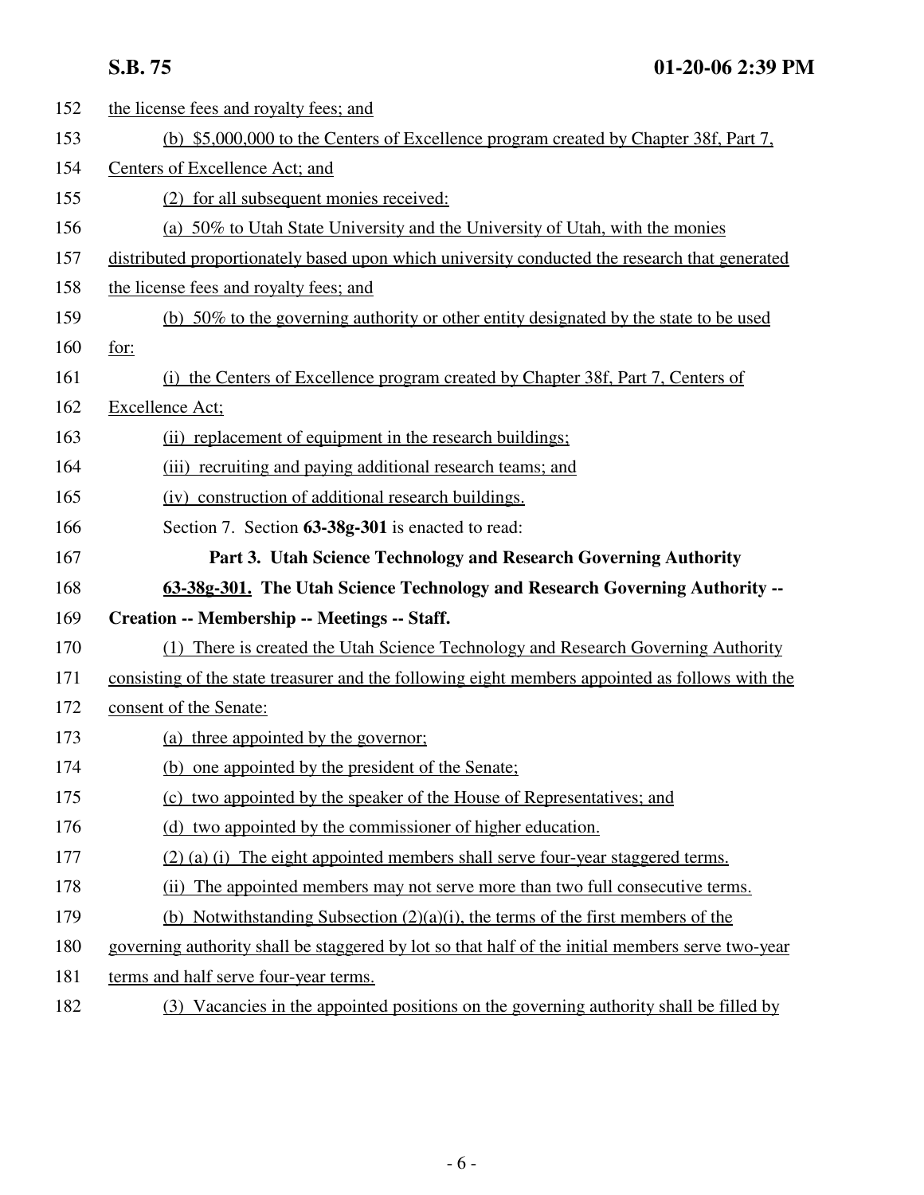the license fees and royalty fees; and

(b) $5,000,000 to the Centers of Excellence program created by Chapter 38f, Part 7, Centers of Excellence Act; and

(2) for all subsequent monies received:

(a) 50% to Utah State University and the University of Utah, with the monies distributed proportionately based upon which university conducted the research that generated the license fees and royalty fees; and

(b) 50% to the governing authority or other entity designated by the state to be used for:

(i) the Centers of Excellence program created by Chapter 38f, Part 7, Centers of Excellence Act;

(ii) replacement of equipment in the research buildings;

(iii) recruiting and paying additional research teams; and

(iv) construction of additional research buildings.

Section 7. Section **63-38g-301** is enacted to read:

**Part 3. Utah Science Technology and Research Governing Authority**

**63-38g-301. The Utah Science Technology and Research Governing Authority -- Creation -- Membership -- Meetings -- Staff.**

(1) There is created the Utah Science Technology and Research Governing Authority consisting of the state treasurer and the following eight members appointed as follows with the consent of the Senate:

(a) three appointed by the governor;

(b) one appointed by the president of the Senate;

(c) two appointed by the speaker of the House of Representatives; and

(d) two appointed by the commissioner of higher education.

(2) (a) (i) The eight appointed members shall serve four-year staggered terms.

(ii) The appointed members may not serve more than two full consecutive terms.

(b) Notwithstanding Subsection (2)(a)(i), the terms of the first members of the governing authority shall be staggered by lot so that half of the initial members serve two-year terms and half serve four-year terms.

(3) Vacancies in the appointed positions on the governing authority shall be filled by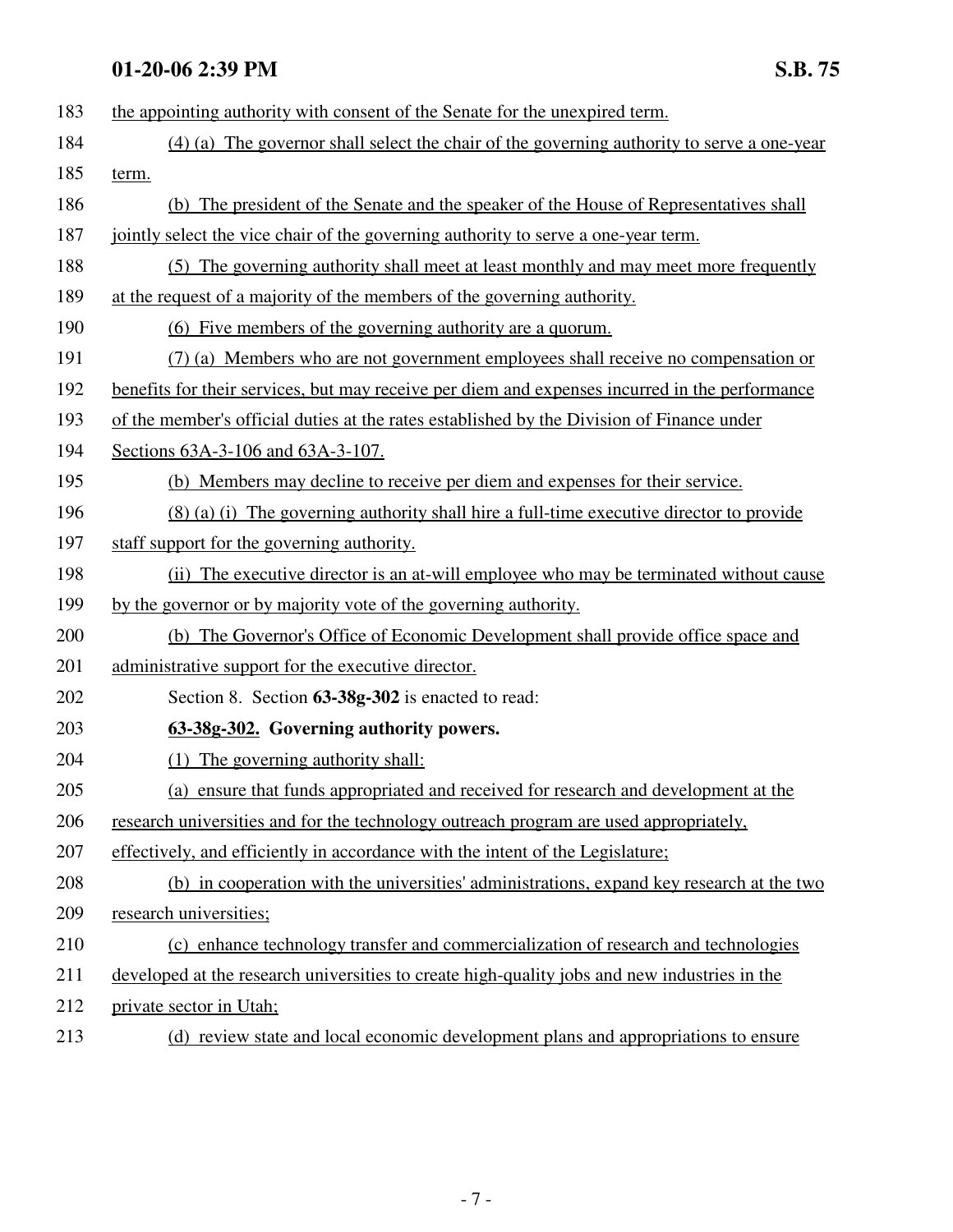the appointing authority with consent of the Senate for the unexpired term.

(4) (a) The governor shall select the chair of the governing authority to serve a one-year term.

(b) The president of the Senate and the speaker of the House of Representatives shall jointly select the vice chair of the governing authority to serve a one-year term.

(5) The governing authority shall meet at least monthly and may meet more frequently at the request of a majority of the members of the governing authority.

(6) Five members of the governing authority are a quorum.

(7) (a) Members who are not government employees shall receive no compensation or benefits for their services, but may receive per diem and expenses incurred in the performance of the member's official duties at the rates established by the Division of Finance under Sections 63A-3-106 and 63A-3-107.

(b) Members may decline to receive per diem and expenses for their service.

(8) (a) (i) The governing authority shall hire a full-time executive director to provide staff support for the governing authority.

(ii) The executive director is an at-will employee who may be terminated without cause by the governor or by majority vote of the governing authority.

(b) The Governor's Office of Economic Development shall provide office space and administrative support for the executive director.

Section 8. Section **63-38g-302** is enacted to read:

**63-38g-302. Governing authority powers.**

(1) The governing authority shall:

(a) ensure that funds appropriated and received for research and development at the research universities and for the technology outreach program are used appropriately, effectively, and efficiently in accordance with the intent of the Legislature;

(b) in cooperation with the universities' administrations, expand key research at the two research universities;

(c) enhance technology transfer and commercialization of research and technologies developed at the research universities to create high-quality jobs and new industries in the private sector in Utah;

(d) review state and local economic development plans and appropriations to ensure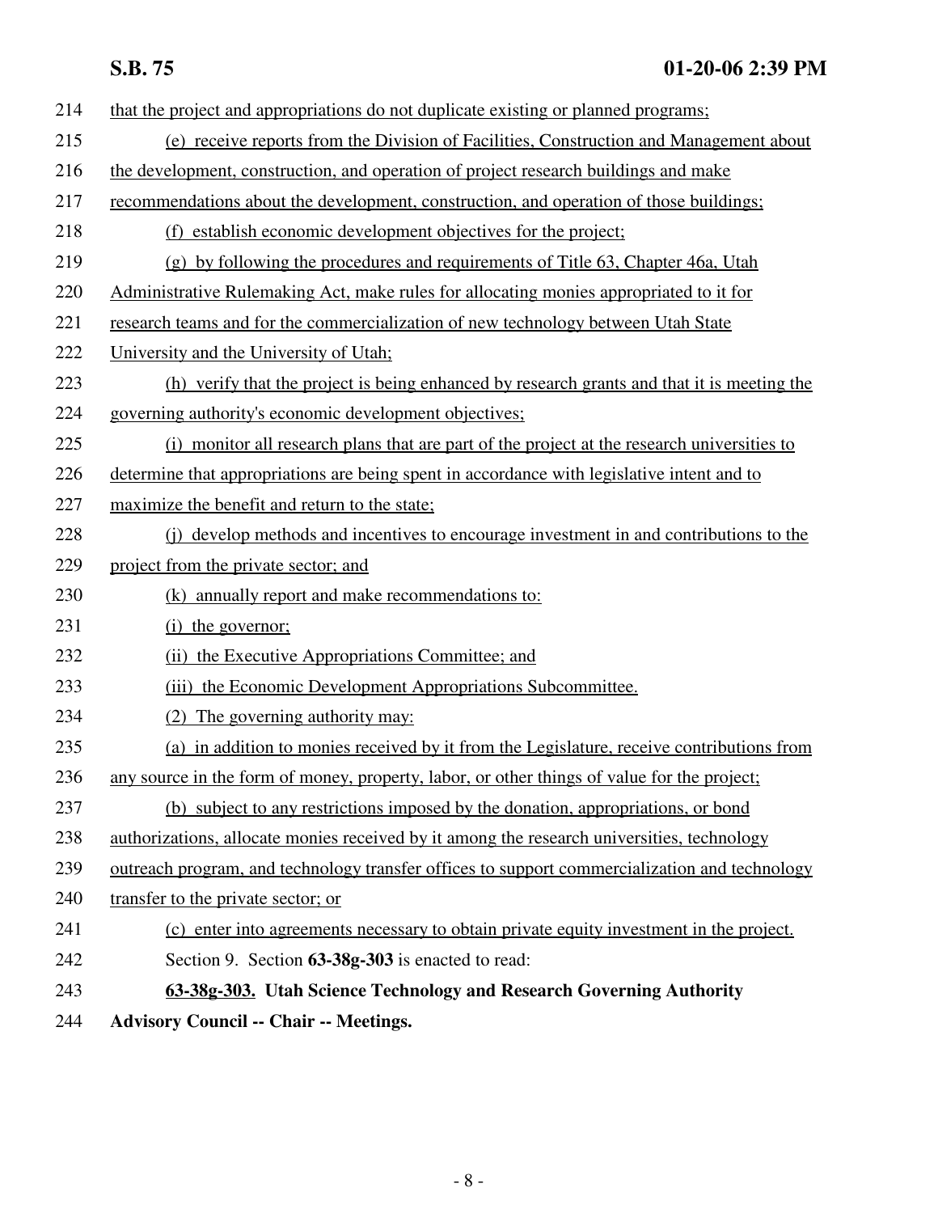that the project and appropriations do not duplicate existing or planned programs;

(e) receive reports from the Division of Facilities, Construction and Management about the development, construction, and operation of project research buildings and make recommendations about the development, construction, and operation of those buildings;

(f) establish economic development objectives for the project;

(g) by following the procedures and requirements of Title 63, Chapter 46a, Utah Administrative Rulemaking Act, make rules for allocating monies appropriated to it for research teams and for the commercialization of new technology between Utah State University and the University of Utah;

(h) verify that the project is being enhanced by research grants and that it is meeting the governing authority's economic development objectives;

(i) monitor all research plans that are part of the project at the research universities to determine that appropriations are being spent in accordance with legislative intent and to maximize the benefit and return to the state;

(j) develop methods and incentives to encourage investment in and contributions to the project from the private sector; and

(k) annually report and make recommendations to:

(i) the governor;

(ii) the Executive Appropriations Committee; and

(iii) the Economic Development Appropriations Subcommittee.

(2) The governing authority may:

(a) in addition to monies received by it from the Legislature, receive contributions from any source in the form of money, property, labor, or other things of value for the project;

(b) subject to any restrictions imposed by the donation, appropriations, or bond authorizations, allocate monies received by it among the research universities, technology outreach program, and technology transfer offices to support commercialization and technology transfer to the private sector; or

(c) enter into agreements necessary to obtain private equity investment in the project.

Section 9. Section **63-38g-303** is enacted to read:

**63-38g-303. Utah Science Technology and Research Governing Authority Advisory Council -- Chair -- Meetings.**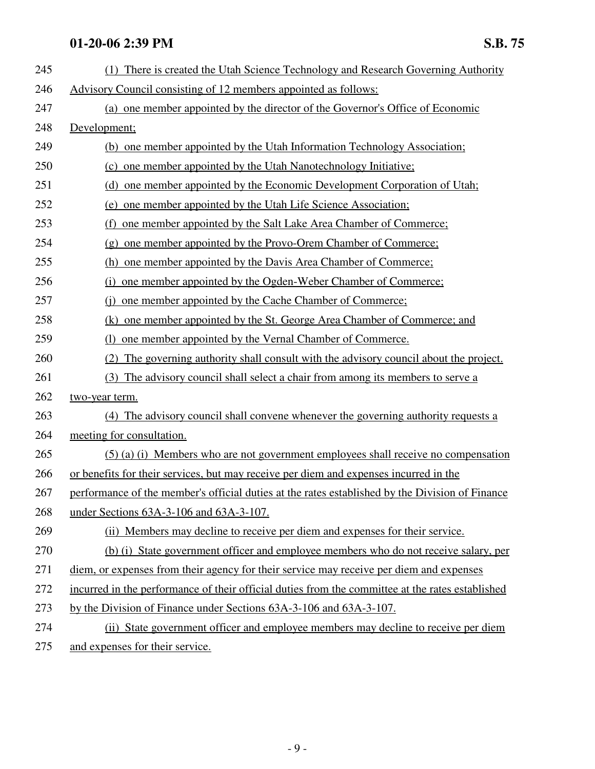(1) There is created the Utah Science Technology and Research Governing Authority Advisory Council consisting of 12 members appointed as follows:

(a) one member appointed by the director of the Governor's Office of Economic Development;

(b) one member appointed by the Utah Information Technology Association;

(c) one member appointed by the Utah Nanotechnology Initiative;

(d) one member appointed by the Economic Development Corporation of Utah;

(e) one member appointed by the Utah Life Science Association;

(f) one member appointed by the Salt Lake Area Chamber of Commerce;

(g) one member appointed by the Provo-Orem Chamber of Commerce;

(h) one member appointed by the Davis Area Chamber of Commerce;

(i) one member appointed by the Ogden-Weber Chamber of Commerce;

(j) one member appointed by the Cache Chamber of Commerce;

(k) one member appointed by the St. George Area Chamber of Commerce; and

(l) one member appointed by the Vernal Chamber of Commerce.

(2) The governing authority shall consult with the advisory council about the project.

(3) The advisory council shall select a chair from among its members to serve a two-year term.

(4) The advisory council shall convene whenever the governing authority requests a meeting for consultation.

(5) (a) (i) Members who are not government employees shall receive no compensation or benefits for their services, but may receive per diem and expenses incurred in the performance of the member's official duties at the rates established by the Division of Finance under Sections 63A-3-106 and 63A-3-107.

(ii) Members may decline to receive per diem and expenses for their service.

(b) (i) State government officer and employee members who do not receive salary, per diem, or expenses from their agency for their service may receive per diem and expenses incurred in the performance of their official duties from the committee at the rates established by the Division of Finance under Sections 63A-3-106 and 63A-3-107.

(ii) State government officer and employee members may decline to receive per diem and expenses for their service.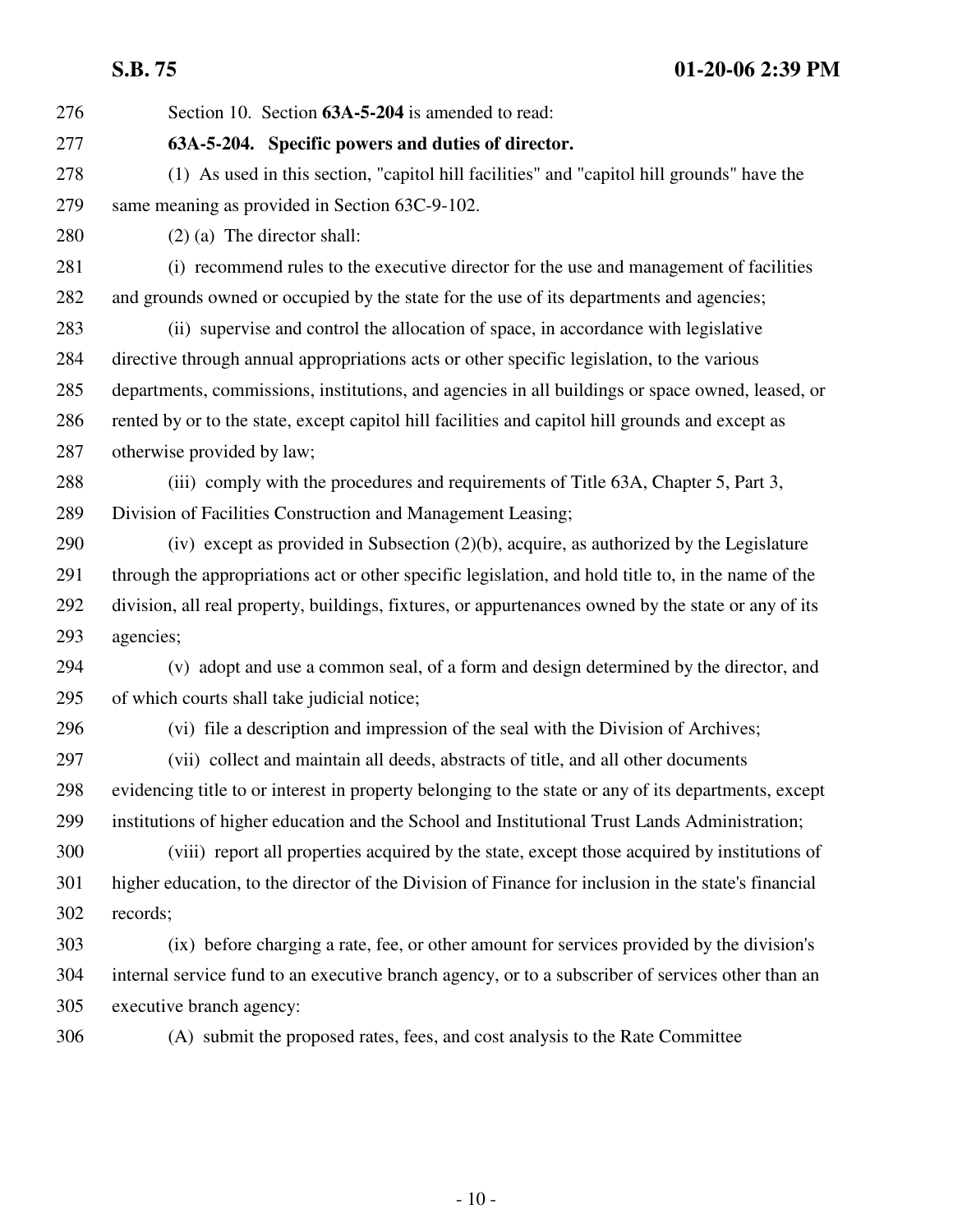Section 10. Section **63A-5-204** is amended to read:

**63A-5-204. Specific powers and duties of director.**

(1) As used in this section, "capitol hill facilities" and "capitol hill grounds" have the same meaning as provided in Section 63C-9-102.

(2) (a) The director shall:

(i) recommend rules to the executive director for the use and management of facilities and grounds owned or occupied by the state for the use of its departments and agencies;

(ii) supervise and control the allocation of space, in accordance with legislative directive through annual appropriations acts or other specific legislation, to the various departments, commissions, institutions, and agencies in all buildings or space owned, leased, or rented by or to the state, except capitol hill facilities and capitol hill grounds and except as otherwise provided by law;

(iii) comply with the procedures and requirements of Title 63A, Chapter 5, Part 3, Division of Facilities Construction and Management Leasing;

(iv) except as provided in Subsection (2)(b), acquire, as authorized by the Legislature through the appropriations act or other specific legislation, and hold title to, in the name of the division, all real property, buildings, fixtures, or appurtenances owned by the state or any of its agencies;

(v) adopt and use a common seal, of a form and design determined by the director, and of which courts shall take judicial notice;

(vi) file a description and impression of the seal with the Division of Archives;

(vii) collect and maintain all deeds, abstracts of title, and all other documents evidencing title to or interest in property belonging to the state or any of its departments, except institutions of higher education and the School and Institutional Trust Lands Administration;

(viii) report all properties acquired by the state, except those acquired by institutions of higher education, to the director of the Division of Finance for inclusion in the state's financial records;

(ix) before charging a rate, fee, or other amount for services provided by the division's internal service fund to an executive branch agency, or to a subscriber of services other than an executive branch agency:

(A) submit the proposed rates, fees, and cost analysis to the Rate Committee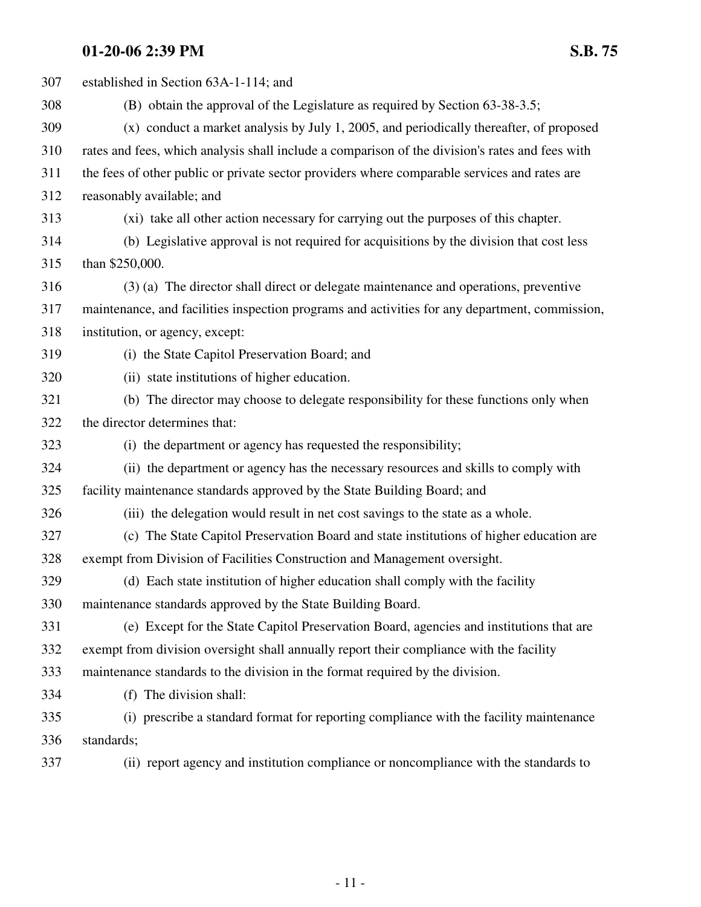established in Section 63A-1-114; and

(B) obtain the approval of the Legislature as required by Section 63-38-3.5;

(x) conduct a market analysis by July 1, 2005, and periodically thereafter, of proposed rates and fees, which analysis shall include a comparison of the division's rates and fees with the fees of other public or private sector providers where comparable services and rates are reasonably available; and

(xi) take all other action necessary for carrying out the purposes of this chapter.

(b) Legislative approval is not required for acquisitions by the division that cost less than $250,000.

(3) (a) The director shall direct or delegate maintenance and operations, preventive maintenance, and facilities inspection programs and activities for any department, commission, institution, or agency, except:

(i) the State Capitol Preservation Board; and

(ii) state institutions of higher education.

(b) The director may choose to delegate responsibility for these functions only when the director determines that:

(i) the department or agency has requested the responsibility;

(ii) the department or agency has the necessary resources and skills to comply with facility maintenance standards approved by the State Building Board; and

(iii) the delegation would result in net cost savings to the state as a whole.

(c) The State Capitol Preservation Board and state institutions of higher education are exempt from Division of Facilities Construction and Management oversight.

(d) Each state institution of higher education shall comply with the facility maintenance standards approved by the State Building Board.

(e) Except for the State Capitol Preservation Board, agencies and institutions that are exempt from division oversight shall annually report their compliance with the facility maintenance standards to the division in the format required by the division.

(f) The division shall:

(i) prescribe a standard format for reporting compliance with the facility maintenance standards;

(ii) report agency and institution compliance or noncompliance with the standards to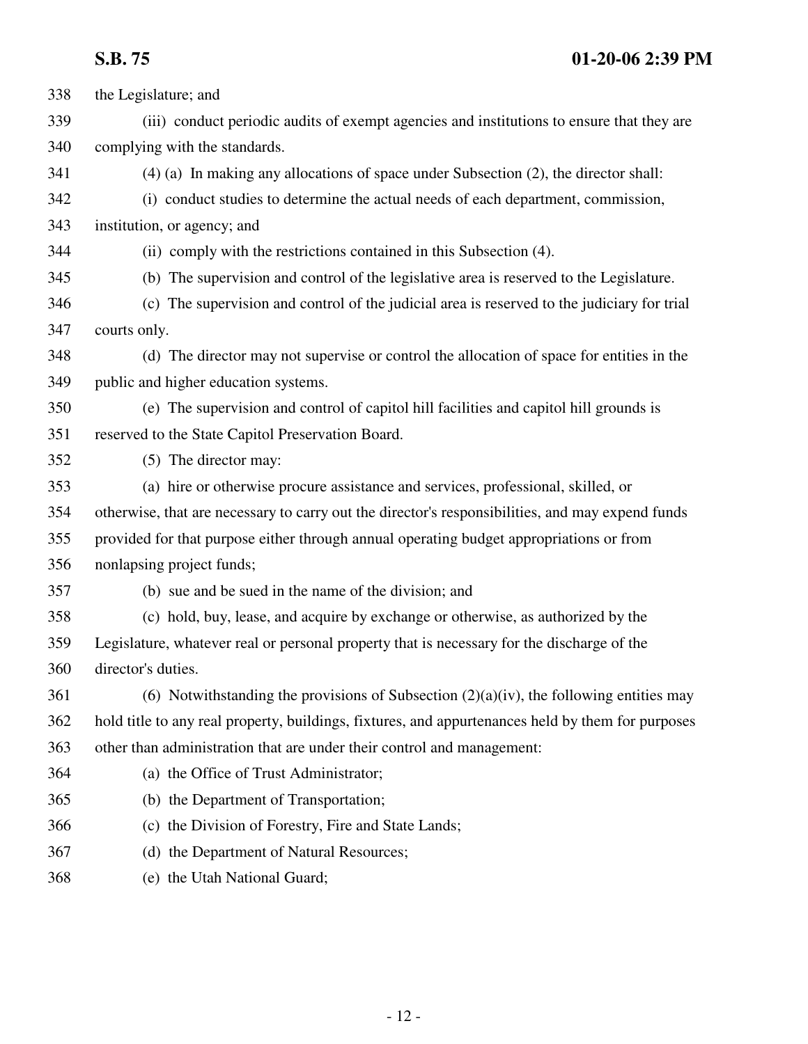the Legislature; and

(iii) conduct periodic audits of exempt agencies and institutions to ensure that they are complying with the standards.

(4) (a) In making any allocations of space under Subsection (2), the director shall:

(i) conduct studies to determine the actual needs of each department, commission, institution, or agency; and

(ii) comply with the restrictions contained in this Subsection (4).

(b) The supervision and control of the legislative area is reserved to the Legislature.

(c) The supervision and control of the judicial area is reserved to the judiciary for trial courts only.

(d) The director may not supervise or control the allocation of space for entities in the public and higher education systems.

(e) The supervision and control of capitol hill facilities and capitol hill grounds is reserved to the State Capitol Preservation Board.

(5) The director may:

(a) hire or otherwise procure assistance and services, professional, skilled, or otherwise, that are necessary to carry out the director's responsibilities, and may expend funds provided for that purpose either through annual operating budget appropriations or from nonlapsing project funds;

(b) sue and be sued in the name of the division; and

(c) hold, buy, lease, and acquire by exchange or otherwise, as authorized by the Legislature, whatever real or personal property that is necessary for the discharge of the director's duties.

(6) Notwithstanding the provisions of Subsection (2)(a)(iv), the following entities may hold title to any real property, buildings, fixtures, and appurtenances held by them for purposes other than administration that are under their control and management:

(a) the Office of Trust Administrator;

(b) the Department of Transportation;

(c) the Division of Forestry, Fire and State Lands;

(d) the Department of Natural Resources;

(e) the Utah National Guard;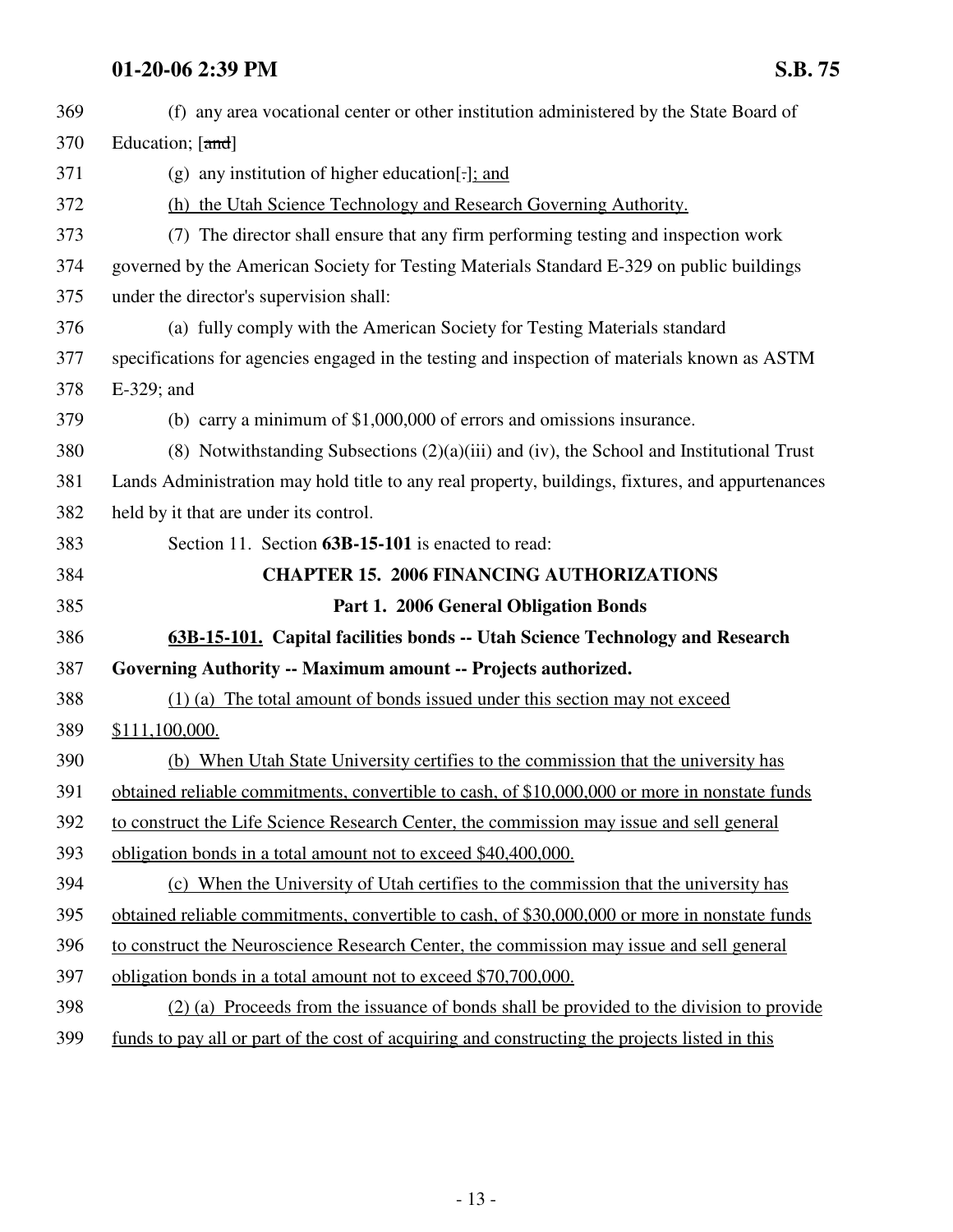(f) any area vocational center or other institution administered by the State Board of Education; [~~and~~]

(g) any institution of higher education[.]; and

(h) the Utah Science Technology and Research Governing Authority.

(7) The director shall ensure that any firm performing testing and inspection work governed by the American Society for Testing Materials Standard E-329 on public buildings under the director's supervision shall:

(a) fully comply with the American Society for Testing Materials standard specifications for agencies engaged in the testing and inspection of materials known as ASTM E-329; and

(b) carry a minimum of $1,000,000 of errors and omissions insurance.

(8) Notwithstanding Subsections (2)(a)(iii) and (iv), the School and Institutional Trust Lands Administration may hold title to any real property, buildings, fixtures, and appurtenances held by it that are under its control.

Section 11. Section **63B-15-101** is enacted to read:

## CHAPTER 15. 2006 FINANCING AUTHORIZATIONS

### Part 1. 2006 General Obligation Bonds

**63B-15-101. Capital facilities bonds -- Utah Science Technology and Research Governing Authority -- Maximum amount -- Projects authorized.**

(1) (a) The total amount of bonds issued under this section may not exceed $111,100,000.

(b) When Utah State University certifies to the commission that the university has obtained reliable commitments, convertible to cash, of $10,000,000 or more in nonstate funds to construct the Life Science Research Center, the commission may issue and sell general obligation bonds in a total amount not to exceed $40,400,000.

(c) When the University of Utah certifies to the commission that the university has obtained reliable commitments, convertible to cash, of $30,000,000 or more in nonstate funds to construct the Neuroscience Research Center, the commission may issue and sell general obligation bonds in a total amount not to exceed $70,700,000.

(2) (a) Proceeds from the issuance of bonds shall be provided to the division to provide funds to pay all or part of the cost of acquiring and constructing the projects listed in this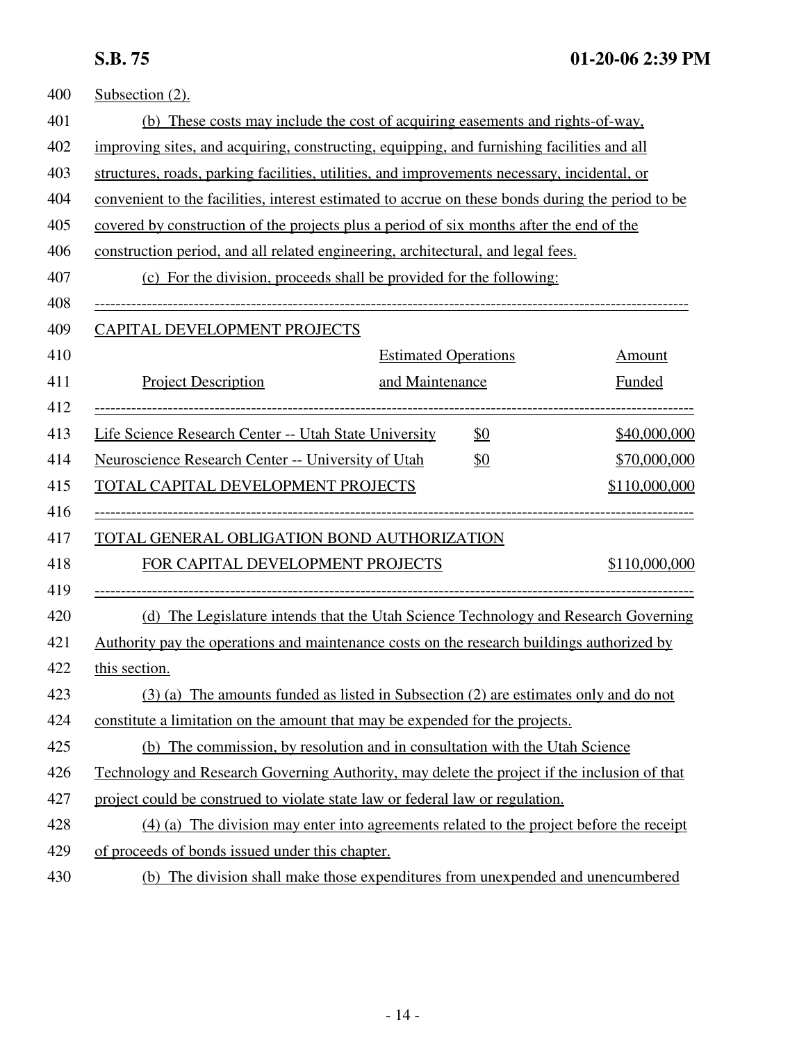Subsection (2).

(b) These costs may include the cost of acquiring easements and rights-of-way, improving sites, and acquiring, constructing, equipping, and furnishing facilities and all structures, roads, parking facilities, utilities, and improvements necessary, incidental, or convenient to the facilities, interest estimated to accrue on these bonds during the period to be covered by construction of the projects plus a period of six months after the end of the construction period, and all related engineering, architectural, and legal fees.

(c) For the division, proceeds shall be provided for the following:

CAPITAL DEVELOPMENT PROJECTS

| Project Description | Estimated Operations and Maintenance | Amount Funded |
|---|---|---|
| Life Science Research Center -- Utah State University | $0 | $40,000,000 |
| Neuroscience Research Center -- University of Utah | $0 | $70,000,000 |
| TOTAL CAPITAL DEVELOPMENT PROJECTS | | $110,000,000 |
| TOTAL GENERAL OBLIGATION BOND AUTHORIZATION FOR CAPITAL DEVELOPMENT PROJECTS | | $110,000,000 |

(d) The Legislature intends that the Utah Science Technology and Research Governing Authority pay the operations and maintenance costs on the research buildings authorized by this section.

(3) (a) The amounts funded as listed in Subsection (2) are estimates only and do not constitute a limitation on the amount that may be expended for the projects.

(b) The commission, by resolution and in consultation with the Utah Science Technology and Research Governing Authority, may delete the project if the inclusion of that project could be construed to violate state law or federal law or regulation.

(4) (a) The division may enter into agreements related to the project before the receipt of proceeds of bonds issued under this chapter.

(b) The division shall make those expenditures from unexpended and unencumbered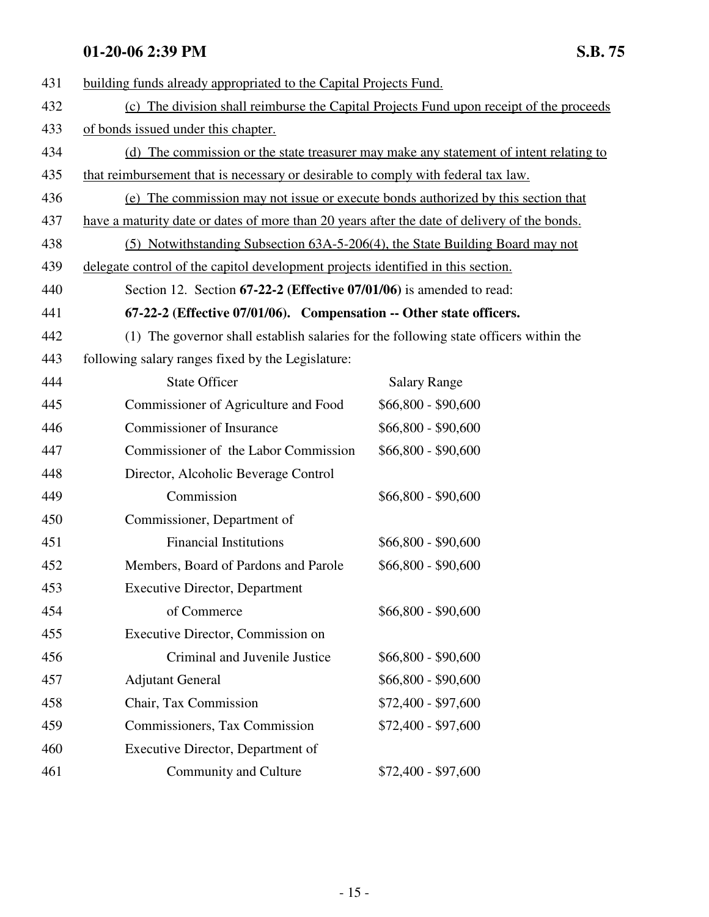building funds already appropriated to the Capital Projects Fund.

(c) The division shall reimburse the Capital Projects Fund upon receipt of the proceeds of bonds issued under this chapter.

(d) The commission or the state treasurer may make any statement of intent relating to that reimbursement that is necessary or desirable to comply with federal tax law.

(e) The commission may not issue or execute bonds authorized by this section that have a maturity date or dates of more than 20 years after the date of delivery of the bonds.

(5) Notwithstanding Subsection 63A-5-206(4), the State Building Board may not delegate control of the capitol development projects identified in this section.

Section 12. Section **67-22-2 (Effective 07/01/06)** is amended to read:

**67-22-2 (Effective 07/01/06). Compensation -- Other state officers.**

(1) The governor shall establish salaries for the following state officers within the following salary ranges fixed by the Legislature:

| State Officer | Salary Range |
|---|---|
| Commissioner of Agriculture and Food | $66,800 - $90,600 |
| Commissioner of Insurance | $66,800 - $90,600 |
| Commissioner of the Labor Commission | $66,800 - $90,600 |
| Director, Alcoholic Beverage Control Commission | $66,800 - $90,600 |
| Commissioner, Department of Financial Institutions | $66,800 - $90,600 |
| Members, Board of Pardons and Parole | $66,800 - $90,600 |
| Executive Director, Department of Commerce | $66,800 - $90,600 |
| Executive Director, Commission on Criminal and Juvenile Justice | $66,800 - $90,600 |
| Adjutant General | $66,800 - $90,600 |
| Chair, Tax Commission | $72,400 - $97,600 |
| Commissioners, Tax Commission | $72,400 - $97,600 |
| Executive Director, Department of Community and Culture | $72,400 - $97,600 |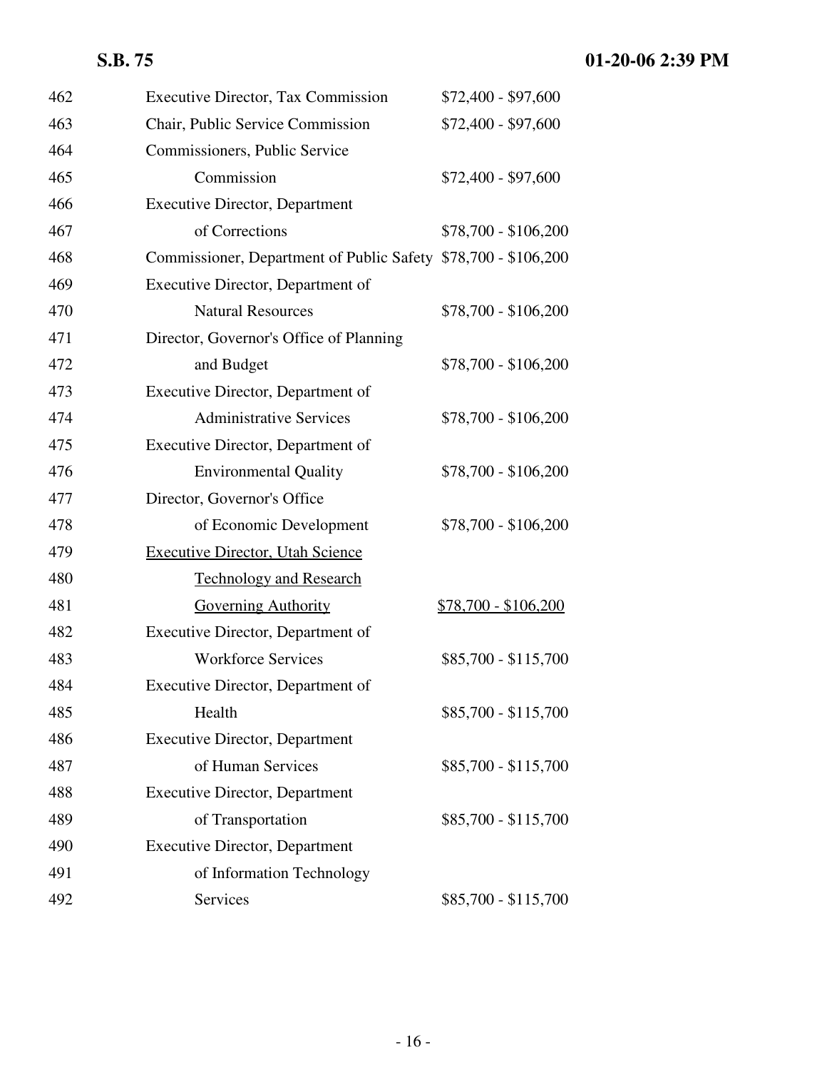462 Executive Director, Tax Commission $72,400 - $97,600
463 Chair, Public Service Commission $72,400 - $97,600
464 Commissioners, Public Service
465 Commission $72,400 - $97,600
466 Executive Director, Department
467 of Corrections $78,700 - $106,200
468 Commissioner, Department of Public Safety $78,700 - $106,200
469 Executive Director, Department of
470 Natural Resources $78,700 - $106,200
471 Director, Governor's Office of Planning
472 and Budget $78,700 - $106,200
473 Executive Director, Department of
474 Administrative Services $78,700 - $106,200
475 Executive Director, Department of
476 Environmental Quality $78,700 - $106,200
477 Director, Governor's Office
478 of Economic Development $78,700 - $106,200
479 <u>Executive Director, Utah Science</u>
480 <u>Technology and Research</u>
481 <u>Governing Authority</u> <u>$78,700 - $106,200</u>
482 Executive Director, Department of
483 Workforce Services $85,700 - $115,700
484 Executive Director, Department of
485 Health $85,700 - $115,700
486 Executive Director, Department
487 of Human Services $85,700 - $115,700
488 Executive Director, Department
489 of Transportation $85,700 - $115,700
490 Executive Director, Department
491 of Information Technology
492 Services $85,700 - $115,700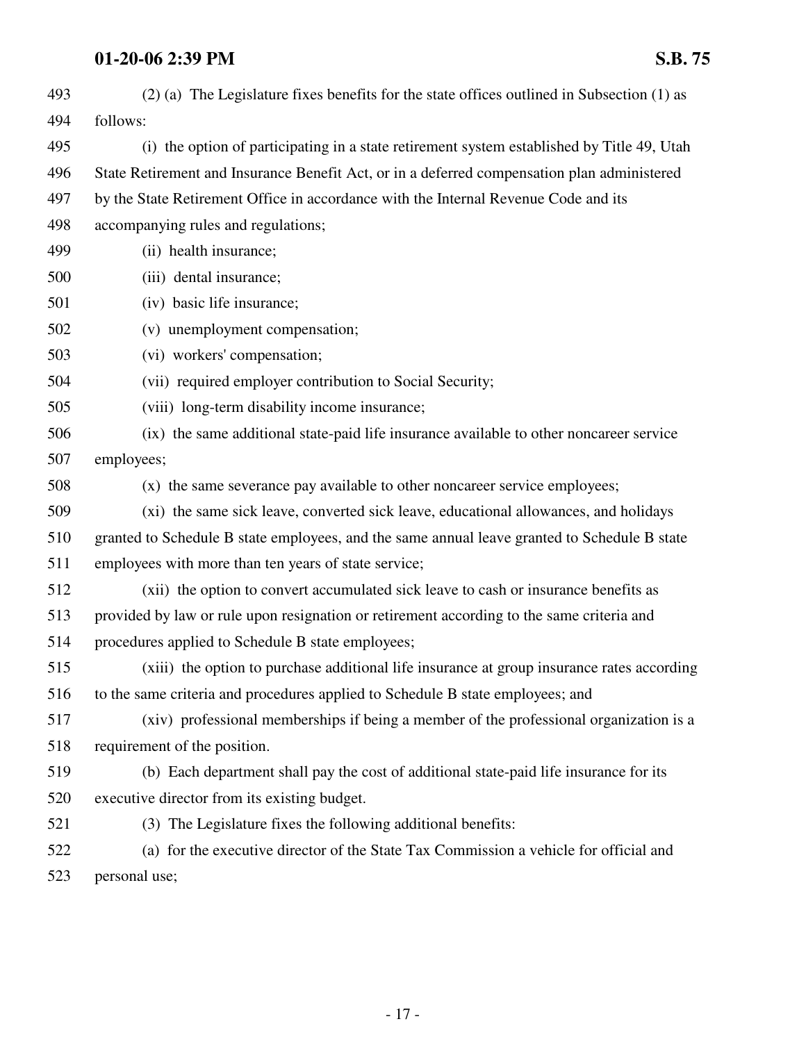(2) (a) The Legislature fixes benefits for the state offices outlined in Subsection (1) as follows:

(i) the option of participating in a state retirement system established by Title 49, Utah State Retirement and Insurance Benefit Act, or in a deferred compensation plan administered by the State Retirement Office in accordance with the Internal Revenue Code and its accompanying rules and regulations;

(ii) health insurance;

(iii) dental insurance;

(iv) basic life insurance;

(v) unemployment compensation;

(vi) workers' compensation;

(vii) required employer contribution to Social Security;

(viii) long-term disability income insurance;

(ix) the same additional state-paid life insurance available to other noncareer service employees;

(x) the same severance pay available to other noncareer service employees;

(xi) the same sick leave, converted sick leave, educational allowances, and holidays granted to Schedule B state employees, and the same annual leave granted to Schedule B state employees with more than ten years of state service;

(xii) the option to convert accumulated sick leave to cash or insurance benefits as provided by law or rule upon resignation or retirement according to the same criteria and procedures applied to Schedule B state employees;

(xiii) the option to purchase additional life insurance at group insurance rates according to the same criteria and procedures applied to Schedule B state employees; and

(xiv) professional memberships if being a member of the professional organization is a requirement of the position.

(b) Each department shall pay the cost of additional state-paid life insurance for its executive director from its existing budget.

(3) The Legislature fixes the following additional benefits:

(a) for the executive director of the State Tax Commission a vehicle for official and personal use;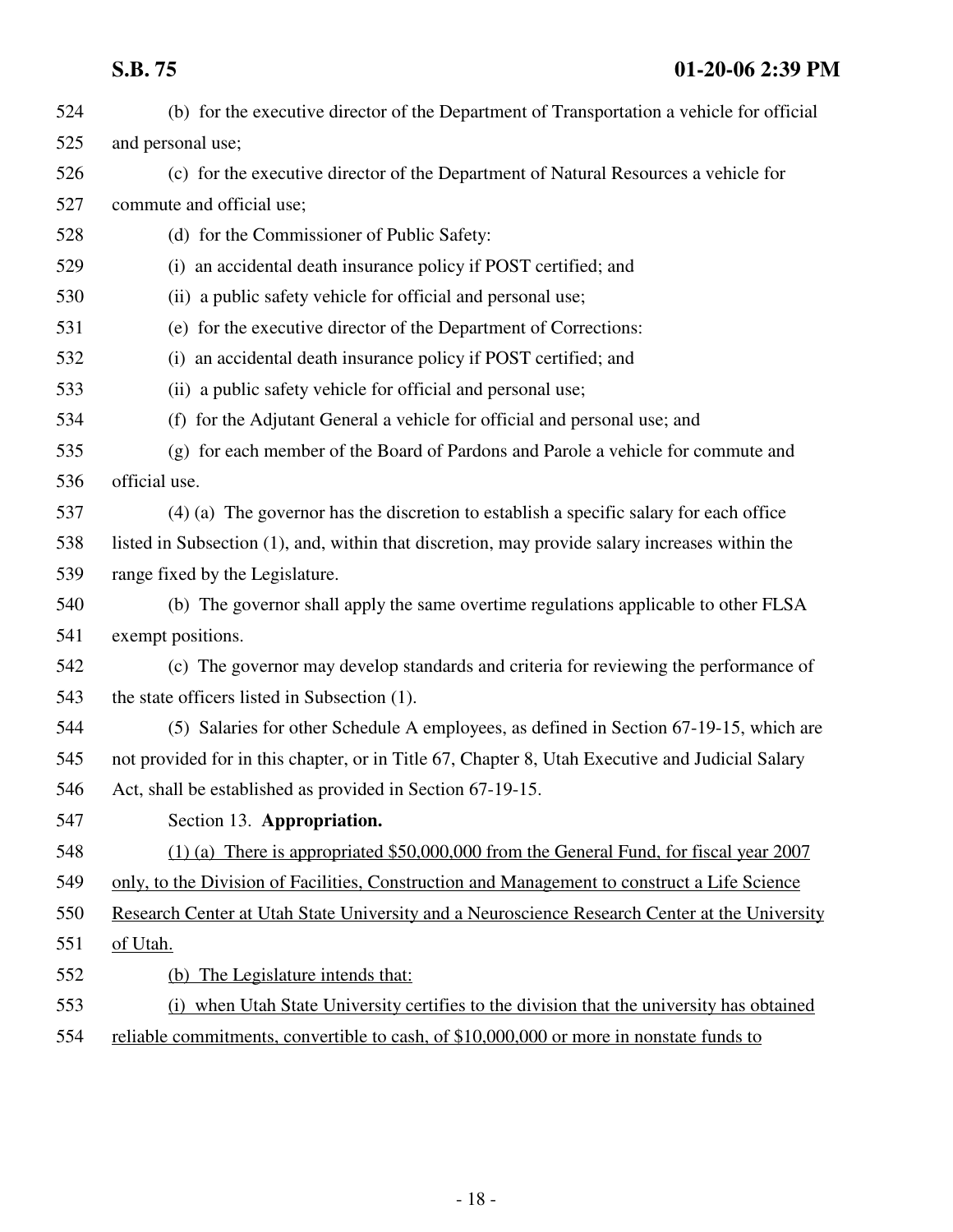(b) for the executive director of the Department of Transportation a vehicle for official and personal use;

(c) for the executive director of the Department of Natural Resources a vehicle for commute and official use;

(d) for the Commissioner of Public Safety:

(i) an accidental death insurance policy if POST certified; and

(ii) a public safety vehicle for official and personal use;

(e) for the executive director of the Department of Corrections:

(i) an accidental death insurance policy if POST certified; and

(ii) a public safety vehicle for official and personal use;

(f) for the Adjutant General a vehicle for official and personal use; and

(g) for each member of the Board of Pardons and Parole a vehicle for commute and official use.

(4) (a) The governor has the discretion to establish a specific salary for each office listed in Subsection (1), and, within that discretion, may provide salary increases within the range fixed by the Legislature.

(b) The governor shall apply the same overtime regulations applicable to other FLSA exempt positions.

(c) The governor may develop standards and criteria for reviewing the performance of the state officers listed in Subsection (1).

(5) Salaries for other Schedule A employees, as defined in Section 67-19-15, which are not provided for in this chapter, or in Title 67, Chapter 8, Utah Executive and Judicial Salary Act, shall be established as provided in Section 67-19-15.

Section 13. **Appropriation.**

(1) (a) There is appropriated $50,000,000 from the General Fund, for fiscal year 2007 only, to the Division of Facilities, Construction and Management to construct a Life Science Research Center at Utah State University and a Neuroscience Research Center at the University of Utah.

(b) The Legislature intends that:

(i) when Utah State University certifies to the division that the university has obtained reliable commitments, convertible to cash, of $10,000,000 or more in nonstate funds to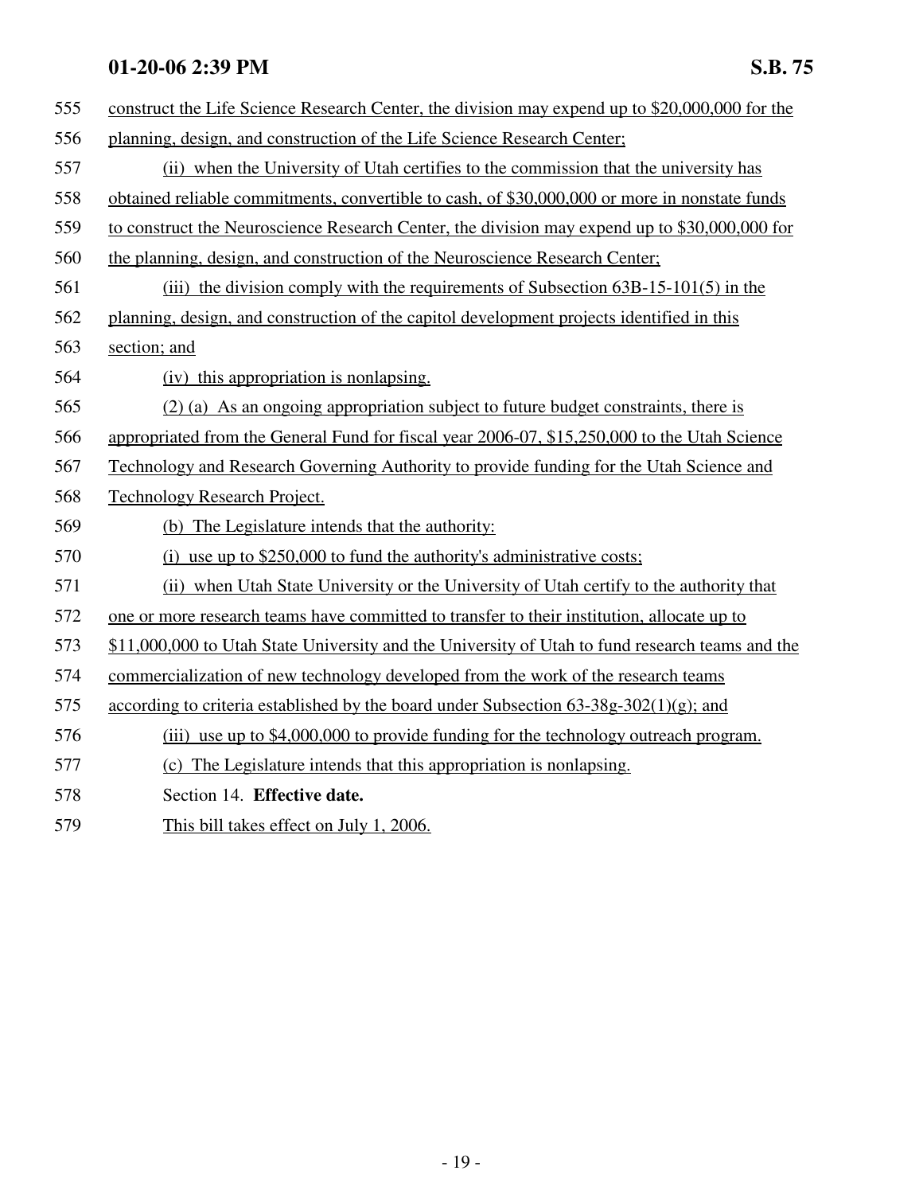construct the Life Science Research Center, the division may expend up to $20,000,000 for the planning, design, and construction of the Life Science Research Center;

(ii) when the University of Utah certifies to the commission that the university has obtained reliable commitments, convertible to cash, of $30,000,000 or more in nonstate funds to construct the Neuroscience Research Center, the division may expend up to $30,000,000 for the planning, design, and construction of the Neuroscience Research Center;

(iii) the division comply with the requirements of Subsection 63B-15-101(5) in the planning, design, and construction of the capitol development projects identified in this section; and

(iv) this appropriation is nonlapsing.

(2) (a) As an ongoing appropriation subject to future budget constraints, there is appropriated from the General Fund for fiscal year 2006-07, $15,250,000 to the Utah Science Technology and Research Governing Authority to provide funding for the Utah Science and Technology Research Project.

(b) The Legislature intends that the authority:

(i) use up to $250,000 to fund the authority's administrative costs;

(ii) when Utah State University or the University of Utah certify to the authority that one or more research teams have committed to transfer to their institution, allocate up to $11,000,000 to Utah State University and the University of Utah to fund research teams and the commercialization of new technology developed from the work of the research teams according to criteria established by the board under Subsection 63-38g-302(1)(g); and

(iii) use up to $4,000,000 to provide funding for the technology outreach program.

(c) The Legislature intends that this appropriation is nonlapsing.

Section 14. **Effective date.**

This bill takes effect on July 1, 2006.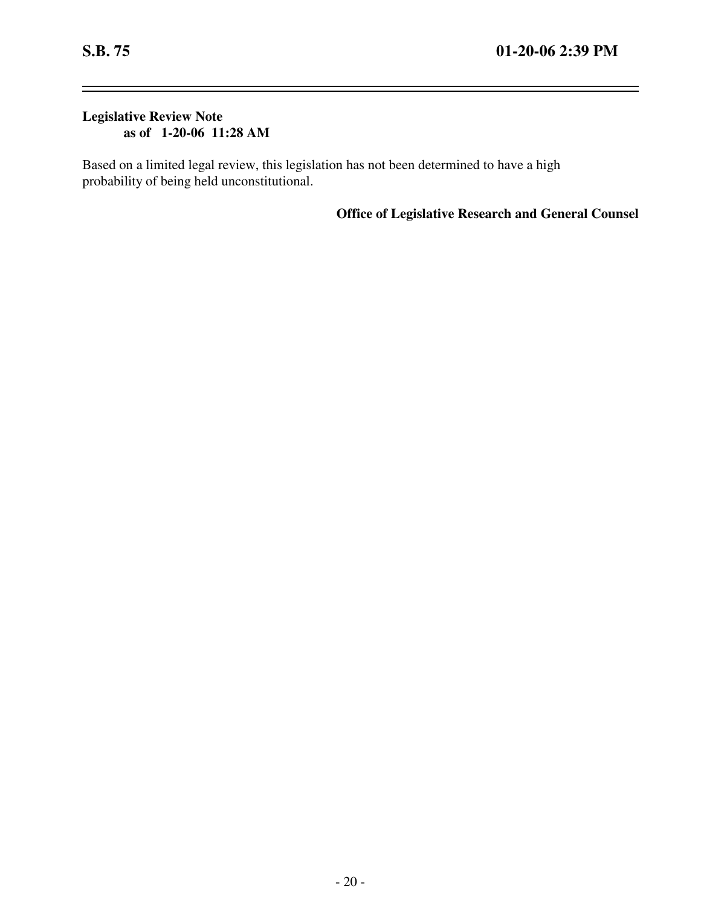**Legislative Review Note**
**as of 1-20-06 11:28 AM**

Based on a limited legal review, this legislation has not been determined to have a high probability of being held unconstitutional.

**Office of Legislative Research and General Counsel**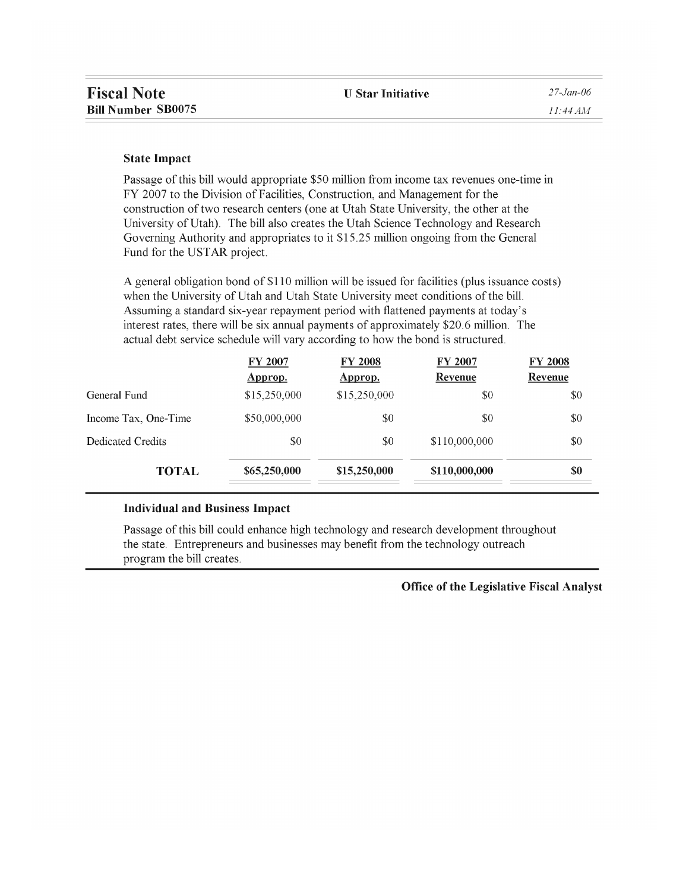**Fiscal Note** | **U Star Initiative** | *27-Jan-06*

**Bill Number SB0075** | *11:44 AM*

### State Impact

Passage of this bill would appropriate $50 million from income tax revenues one-time in FY 2007 to the Division of Facilities, Construction, and Management for the construction of two research centers (one at Utah State University, the other at the University of Utah). The bill also creates the Utah Science Technology and Research Governing Authority and appropriates to it $15.25 million ongoing from the General Fund for the USTAR project.

A general obligation bond of $110 million will be issued for facilities (plus issuance costs) when the University of Utah and Utah State University meet conditions of the bill. Assuming a standard six-year repayment period with flattened payments at today's interest rates, there will be six annual payments of approximately $20.6 million. The actual debt service schedule will vary according to how the bond is structured.

| | FY 2007 Approp. | FY 2008 Approp. | FY 2007 Revenue | FY 2008 Revenue |
|---|---|---|---|---|
| General Fund | $15,250,000 | $15,250,000 | $0 | $0 |
| Income Tax, One-Time | $50,000,000 | $0 | $0 | $0 |
| Dedicated Credits | $0 | $0 | $110,000,000 | $0 |
| **TOTAL** | **$65,250,000** | **$15,250,000** | **$110,000,000** | **$0** |

### Individual and Business Impact

Passage of this bill could enhance high technology and research development throughout the state. Entrepreneurs and businesses may benefit from the technology outreach program the bill creates.

**Office of the Legislative Fiscal Analyst**